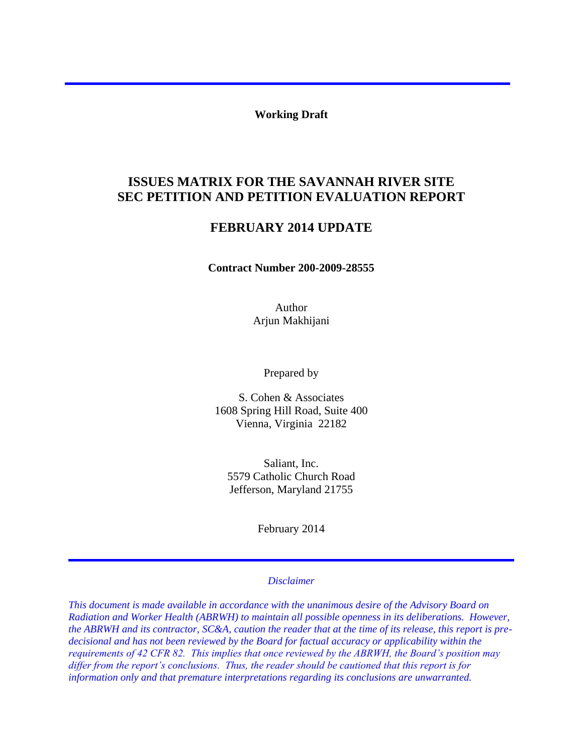**Working Draft**

# ISSUES MATRIX FOR THE SAVANNAH RIVER SITE SEC PETITION AND PETITION EVALUATION REPORT

## FEBRUARY 2014 UPDATE

**Contract Number 200-2009-28555**

Author
Arjun Makhijani

Prepared by

S. Cohen & Associates
1608 Spring Hill Road, Suite 400
Vienna, Virginia 22182

Saliant, Inc.
5579 Catholic Church Road
Jefferson, Maryland 21755

February 2014

*Disclaimer*

*This document is made available in accordance with the unanimous desire of the Advisory Board on Radiation and Worker Health (ABRWH) to maintain all possible openness in its deliberations. However, the ABRWH and its contractor, SC&A, caution the reader that at the time of its release, this report is pre-decisional and has not been reviewed by the Board for factual accuracy or applicability within the requirements of 42 CFR 82. This implies that once reviewed by the ABRWH, the Board's position may differ from the report's conclusions. Thus, the reader should be cautioned that this report is for information only and that premature interpretations regarding its conclusions are unwarranted.*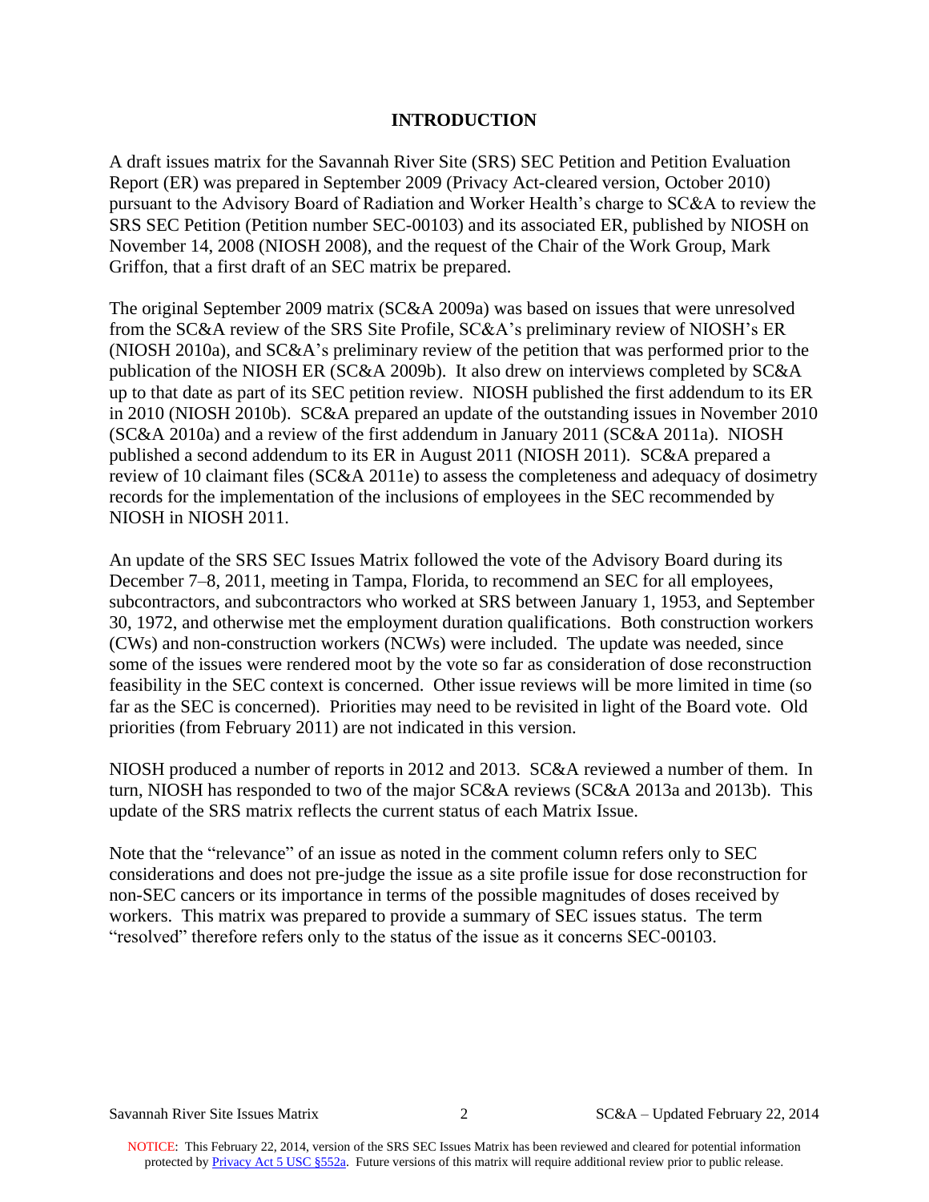## INTRODUCTION

A draft issues matrix for the Savannah River Site (SRS) SEC Petition and Petition Evaluation Report (ER) was prepared in September 2009 (Privacy Act-cleared version, October 2010) pursuant to the Advisory Board of Radiation and Worker Health's charge to SC&A to review the SRS SEC Petition (Petition number SEC-00103) and its associated ER, published by NIOSH on November 14, 2008 (NIOSH 2008), and the request of the Chair of the Work Group, Mark Griffon, that a first draft of an SEC matrix be prepared.

The original September 2009 matrix (SC&A 2009a) was based on issues that were unresolved from the SC&A review of the SRS Site Profile, SC&A's preliminary review of NIOSH's ER (NIOSH 2010a), and SC&A's preliminary review of the petition that was performed prior to the publication of the NIOSH ER (SC&A 2009b). It also drew on interviews completed by SC&A up to that date as part of its SEC petition review. NIOSH published the first addendum to its ER in 2010 (NIOSH 2010b). SC&A prepared an update of the outstanding issues in November 2010 (SC&A 2010a) and a review of the first addendum in January 2011 (SC&A 2011a). NIOSH published a second addendum to its ER in August 2011 (NIOSH 2011). SC&A prepared a review of 10 claimant files (SC&A 2011e) to assess the completeness and adequacy of dosimetry records for the implementation of the inclusions of employees in the SEC recommended by NIOSH in NIOSH 2011.

An update of the SRS SEC Issues Matrix followed the vote of the Advisory Board during its December 7–8, 2011, meeting in Tampa, Florida, to recommend an SEC for all employees, subcontractors, and subcontractors who worked at SRS between January 1, 1953, and September 30, 1972, and otherwise met the employment duration qualifications. Both construction workers (CWs) and non-construction workers (NCWs) were included. The update was needed, since some of the issues were rendered moot by the vote so far as consideration of dose reconstruction feasibility in the SEC context is concerned. Other issue reviews will be more limited in time (so far as the SEC is concerned). Priorities may need to be revisited in light of the Board vote. Old priorities (from February 2011) are not indicated in this version.

NIOSH produced a number of reports in 2012 and 2013. SC&A reviewed a number of them. In turn, NIOSH has responded to two of the major SC&A reviews (SC&A 2013a and 2013b). This update of the SRS matrix reflects the current status of each Matrix Issue.

Note that the "relevance" of an issue as noted in the comment column refers only to SEC considerations and does not pre-judge the issue as a site profile issue for dose reconstruction for non-SEC cancers or its importance in terms of the possible magnitudes of doses received by workers. This matrix was prepared to provide a summary of SEC issues status. The term "resolved" therefore refers only to the status of the issue as it concerns SEC-00103.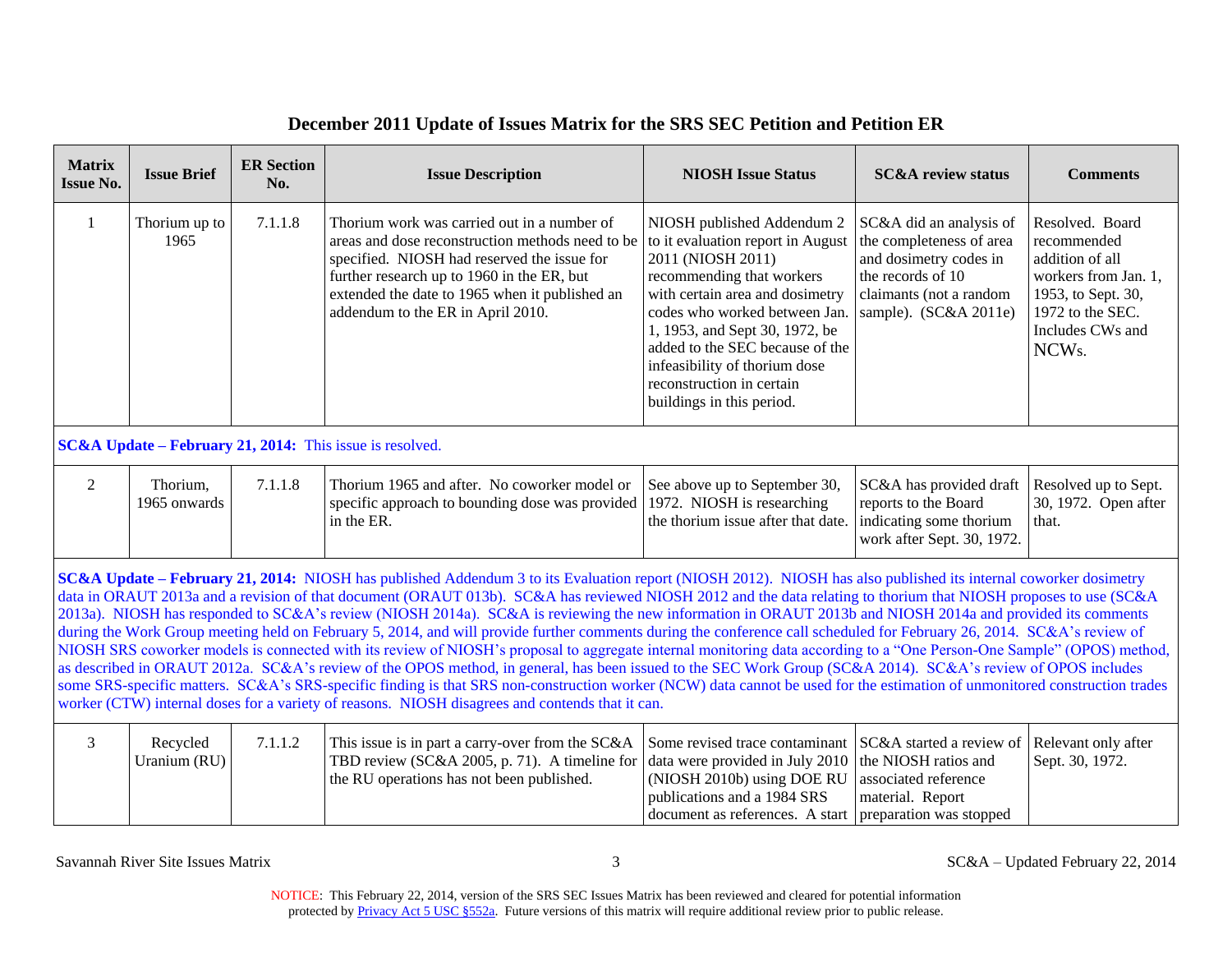## December 2011 Update of Issues Matrix for the SRS SEC Petition and Petition ER

| Matrix Issue No. | Issue Brief | ER Section No. | Issue Description | NIOSH Issue Status | SC&A review status | Comments |
|---|---|---|---|---|---|---|
| 1 | Thorium up to 1965 | 7.1.1.8 | Thorium work was carried out in a number of areas and dose reconstruction methods need to be specified. NIOSH had reserved the issue for further research up to 1960 in the ER, but extended the date to 1965 when it published an addendum to the ER in April 2010. | NIOSH published Addendum 2 to it evaluation report in August 2011 (NIOSH 2011) recommending that workers with certain area and dosimetry codes who worked between Jan. 1, 1953, and Sept 30, 1972, be added to the SEC because of the infeasibility of thorium dose reconstruction in certain buildings in this period. | SC&A did an analysis of the completeness of area and dosimetry codes in the records of 10 claimants (not a random sample). (SC&A 2011e) | Resolved. Board recommended addition of all workers from Jan. 1, 1953, to Sept. 30, 1972 to the SEC. Includes CWs and NCWs. |
| **SC&A Update – February 21, 2014:** This issue is resolved. | | | | | | |
| 2 | Thorium, 1965 onwards | 7.1.1.8 | Thorium 1965 and after. No coworker model or specific approach to bounding dose was provided in the ER. | See above up to September 30, 1972. NIOSH is researching the thorium issue after that date. | SC&A has provided draft reports to the Board indicating some thorium work after Sept. 30, 1972. | Resolved up to Sept. 30, 1972. Open after that. |
| **SC&A Update – February 21, 2014:** NIOSH has published Addendum 3 to its Evaluation report (NIOSH 2012). NIOSH has also published its internal coworker dosimetry data in ORAUT 2013a and a revision of that document (ORAUT 013b). SC&A has reviewed NIOSH 2012 and the data relating to thorium that NIOSH proposes to use (SC&A 2013a). NIOSH has responded to SC&A's review (NIOSH 2014a). SC&A is reviewing the new information in ORAUT 2013b and NIOSH 2014a and provided its comments during the Work Group meeting held on February 5, 2014, and will provide further comments during the conference call scheduled for February 26, 2014. SC&A's review of NIOSH SRS coworker models is connected with its review of NIOSH's proposal to aggregate internal monitoring data according to a "One Person-One Sample" (OPOS) method, as described in ORAUT 2012a. SC&A's review of the OPOS method, in general, has been issued to the SEC Work Group (SC&A 2014). SC&A's review of OPOS includes some SRS-specific matters. SC&A's SRS-specific finding is that SRS non-construction worker (NCW) data cannot be used for the estimation of unmonitored construction trades worker (CTW) internal doses for a variety of reasons. NIOSH disagrees and contends that it can. | | | | | | |
| 3 | Recycled Uranium (RU) | 7.1.1.2 | This issue is in part a carry-over from the SC&A TBD review (SC&A 2005, p. 71). A timeline for the RU operations has not been published. | Some revised trace contaminant data were provided in July 2010 (NIOSH 2010b) using DOE RU publications and a 1984 SRS document as references. A start | SC&A started a review of the NIOSH ratios and associated reference material. Report preparation was stopped | Relevant only after Sept. 30, 1972. |

NOTICE: This February 22, 2014, version of the SRS SEC Issues Matrix has been reviewed and cleared for potential information protected by Privacy Act 5 USC §552a. Future versions of this matrix will require additional review prior to public release.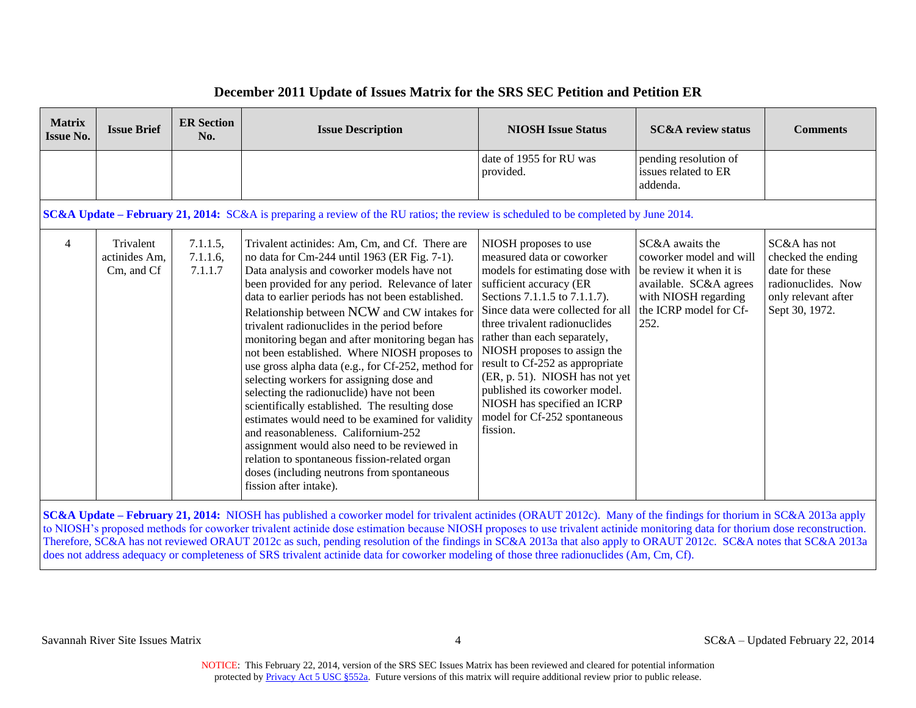## December 2011 Update of Issues Matrix for the SRS SEC Petition and Petition ER

| Matrix Issue No. | Issue Brief | ER Section No. | Issue Description | NIOSH Issue Status | SC&A review status | Comments |
|---|---|---|---|---|---|---|
| | | | | date of 1955 for RU was provided. | pending resolution of issues related to ER addenda. | |
| **SC&A Update – February 21, 2014:** SC&A is preparing a review of the RU ratios; the review is scheduled to be completed by June 2014. | | | | | | |
| 4 | Trivalent actinides Am, Cm, and Cf | 7.1.1.5, 7.1.1.6, 7.1.1.7 | Trivalent actinides: Am, Cm, and Cf. There are no data for Cm-244 until 1963 (ER Fig. 7-1). Data analysis and coworker models have not been provided for any period. Relevance of later data to earlier periods has not been established. Relationship between NCW and CW intakes for trivalent radionuclides in the period before monitoring began and after monitoring began has not been established. Where NIOSH proposes to use gross alpha data (e.g., for Cf-252, method for selecting workers for assigning dose and selecting the radionuclide) have not been scientifically established. The resulting dose estimates would need to be examined for validity and reasonableness. Californium-252 assignment would also need to be reviewed in relation to spontaneous fission-related organ doses (including neutrons from spontaneous fission after intake). | NIOSH proposes to use measured data or coworker models for estimating dose with sufficient accuracy (ER Sections 7.1.1.5 to 7.1.1.7). Since data were collected for all three trivalent radionuclides rather than each separately, NIOSH proposes to assign the result to Cf-252 as appropriate (ER, p. 51). NIOSH has not yet published its coworker model. NIOSH has specified an ICRP model for Cf-252 spontaneous fission. | SC&A awaits the coworker model and will be review it when it is available. SC&A agrees with NIOSH regarding the ICRP model for Cf-252. | SC&A has not checked the ending date for these radionuclides. Now only relevant after Sept 30, 1972. |
| **SC&A Update – February 21, 2014:** NIOSH has published a coworker model for trivalent actinides (ORAUT 2012c). Many of the findings for thorium in SC&A 2013a apply to NIOSH's proposed methods for coworker trivalent actinide dose estimation because NIOSH proposes to use trivalent actinide monitoring data for thorium dose reconstruction. Therefore, SC&A has not reviewed ORAUT 2012c as such, pending resolution of the findings in SC&A 2013a that also apply to ORAUT 2012c. SC&A notes that SC&A 2013a does not address adequacy or completeness of SRS trivalent actinide data for coworker modeling of those three radionuclides (Am, Cm, Cf). | | | | | | |

NOTICE: This February 22, 2014, version of the SRS SEC Issues Matrix has been reviewed and cleared for potential information protected by Privacy Act 5 USC §552a. Future versions of this matrix will require additional review prior to public release.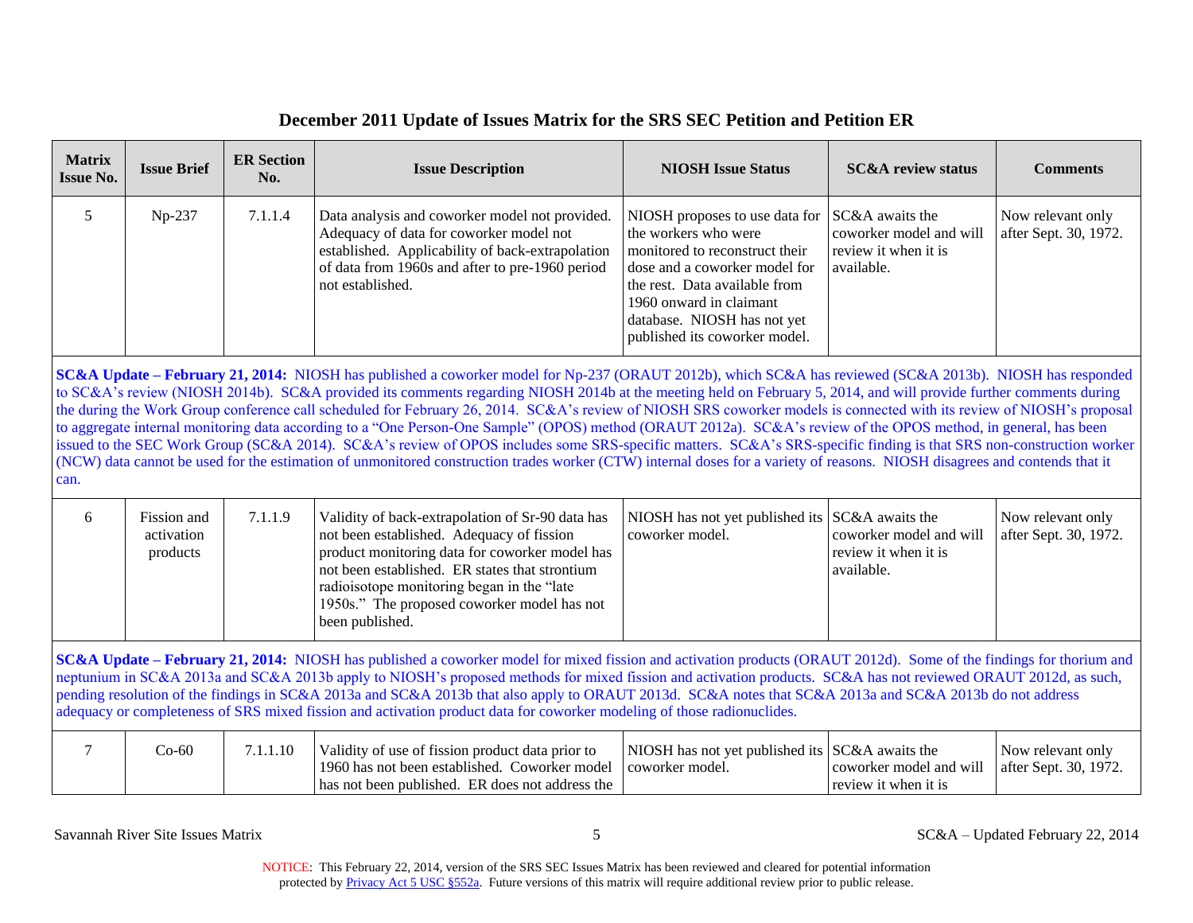## December 2011 Update of Issues Matrix for the SRS SEC Petition and Petition ER

| Matrix Issue No. | Issue Brief | ER Section No. | Issue Description | NIOSH Issue Status | SC&A review status | Comments |
|---|---|---|---|---|---|---|
| 5 | Np-237 | 7.1.1.4 | Data analysis and coworker model not provided. Adequacy of data for coworker model not established. Applicability of back-extrapolation of data from 1960s and after to pre-1960 period not established. | NIOSH proposes to use data for the workers who were monitored to reconstruct their dose and a coworker model for the rest. Data available from 1960 onward in claimant database. NIOSH has not yet published its coworker model. | SC&A awaits the coworker model and will review it when it is available. | Now relevant only after Sept. 30, 1972. |
| **SC&A Update – February 21, 2014:** NIOSH has published a coworker model for Np-237 (ORAUT 2012b), which SC&A has reviewed (SC&A 2013b). NIOSH has responded to SC&A's review (NIOSH 2014b). SC&A provided its comments regarding NIOSH 2014b at the meeting held on February 5, 2014, and will provide further comments during the during the Work Group conference call scheduled for February 26, 2014. SC&A's review of NIOSH SRS coworker models is connected with its review of NIOSH's proposal to aggregate internal monitoring data according to a "One Person-One Sample" (OPOS) method (ORAUT 2012a). SC&A's review of the OPOS method, in general, has been issued to the SEC Work Group (SC&A 2014). SC&A's review of OPOS includes some SRS-specific matters. SC&A's SRS-specific finding is that SRS non-construction worker (NCW) data cannot be used for the estimation of unmonitored construction trades worker (CTW) internal doses for a variety of reasons. NIOSH disagrees and contends that it can. | | | | | | |
| 6 | Fission and activation products | 7.1.1.9 | Validity of back-extrapolation of Sr-90 data has not been established. Adequacy of fission product monitoring data for coworker model has not been established. ER states that strontium radioisotope monitoring began in the "late 1950s." The proposed coworker model has not been published. | NIOSH has not yet published its coworker model. | SC&A awaits the coworker model and will review it when it is available. | Now relevant only after Sept. 30, 1972. |
| **SC&A Update – February 21, 2014:** NIOSH has published a coworker model for mixed fission and activation products (ORAUT 2012d). Some of the findings for thorium and neptunium in SC&A 2013a and SC&A 2013b apply to NIOSH's proposed methods for mixed fission and activation products. SC&A has not reviewed ORAUT 2012d, as such, pending resolution of the findings in SC&A 2013a and SC&A 2013b that also apply to ORAUT 2013d. SC&A notes that SC&A 2013a and SC&A 2013b do not address adequacy or completeness of SRS mixed fission and activation product data for coworker modeling of those radionuclides. | | | | | | |
| 7 | Co-60 | 7.1.1.10 | Validity of use of fission product data prior to 1960 has not been established. Coworker model has not been published. ER does not address the | NIOSH has not yet published its coworker model. | SC&A awaits the coworker model and will review it when it is | Now relevant only after Sept. 30, 1972. |

NOTICE: This February 22, 2014, version of the SRS SEC Issues Matrix has been reviewed and cleared for potential information protected by Privacy Act 5 USC §552a. Future versions of this matrix will require additional review prior to public release.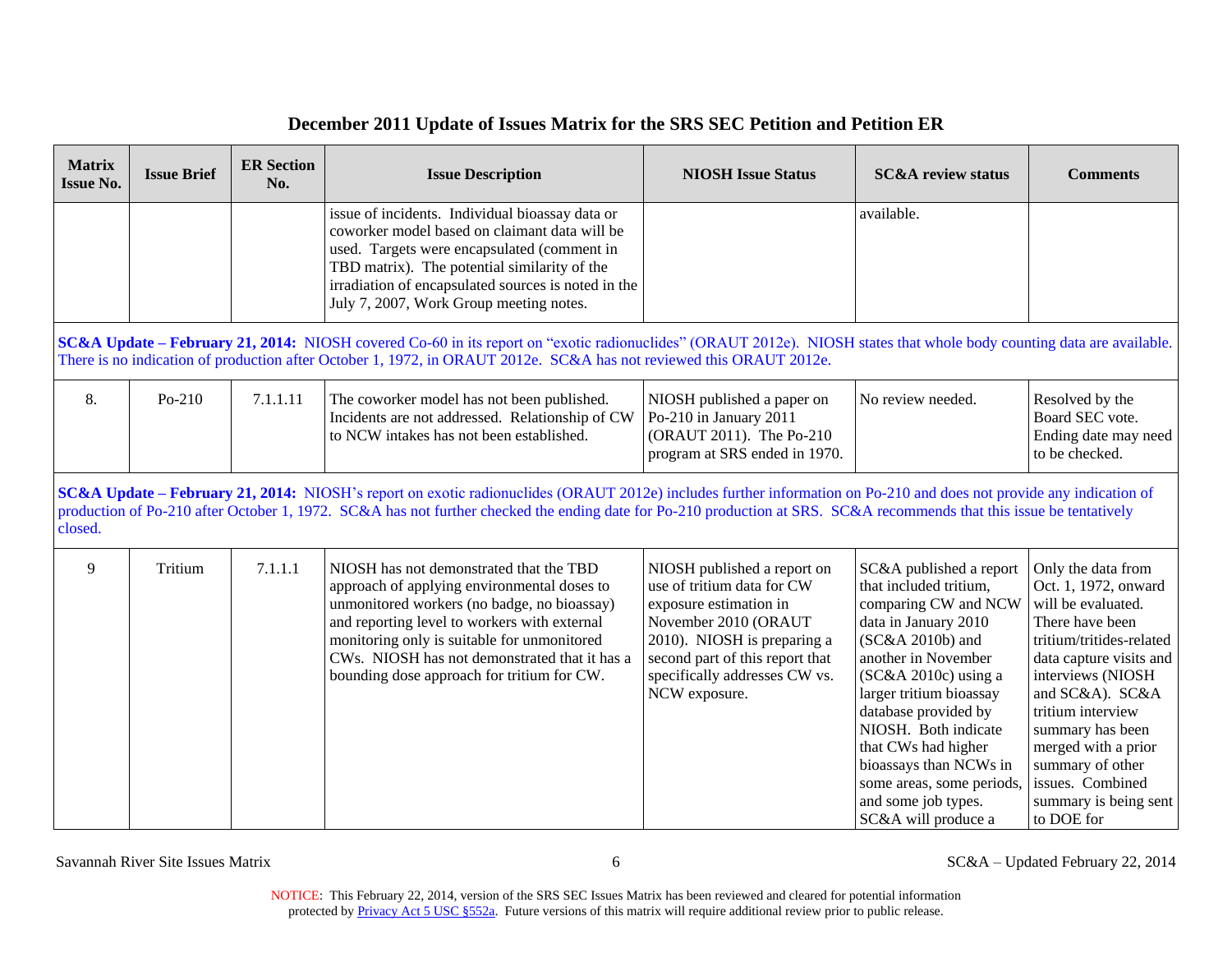## December 2011 Update of Issues Matrix for the SRS SEC Petition and Petition ER

| Matrix Issue No. | Issue Brief | ER Section No. | Issue Description | NIOSH Issue Status | SC&A review status | Comments |
|---|---|---|---|---|---|---|
| | | | issue of incidents. Individual bioassay data or coworker model based on claimant data will be used. Targets were encapsulated (comment in TBD matrix). The potential similarity of the irradiation of encapsulated sources is noted in the July 7, 2007, Work Group meeting notes. | | available. | |
| **SC&A Update – February 21, 2014:** NIOSH covered Co-60 in its report on "exotic radionuclides" (ORAUT 2012e). NIOSH states that whole body counting data are available. There is no indication of production after October 1, 1972, in ORAUT 2012e. SC&A has not reviewed this ORAUT 2012e. | | | | | | |
| 8. | Po-210 | 7.1.1.11 | The coworker model has not been published. Incidents are not addressed. Relationship of CW to NCW intakes has not been established. | NIOSH published a paper on Po-210 in January 2011 (ORAUT 2011). The Po-210 program at SRS ended in 1970. | No review needed. | Resolved by the Board SEC vote. Ending date may need to be checked. |
| **SC&A Update – February 21, 2014:** NIOSH's report on exotic radionuclides (ORAUT 2012e) includes further information on Po-210 and does not provide any indication of production of Po-210 after October 1, 1972. SC&A has not further checked the ending date for Po-210 production at SRS. SC&A recommends that this issue be tentatively closed. | | | | | | |
| 9 | Tritium | 7.1.1.1 | NIOSH has not demonstrated that the TBD approach of applying environmental doses to unmonitored workers (no badge, no bioassay) and reporting level to workers with external monitoring only is suitable for unmonitored CWs. NIOSH has not demonstrated that it has a bounding dose approach for tritium for CW. | NIOSH published a report on use of tritium data for CW exposure estimation in November 2010 (ORAUT 2010). NIOSH is preparing a second part of this report that specifically addresses CW vs. NCW exposure. | SC&A published a report that included tritium, comparing CW and NCW data in January 2010 (SC&A 2010b) and another in November (SC&A 2010c) using a larger tritium bioassay database provided by NIOSH. Both indicate that CWs had higher bioassays than NCWs in some areas, some periods, and some job types. SC&A will produce a | Only the data from Oct. 1, 1972, onward will be evaluated. There have been tritium/tritides-related data capture visits and interviews (NIOSH and SC&A). SC&A tritium interview summary has been merged with a prior summary of other issues. Combined summary is being sent to DOE for |

NOTICE: This February 22, 2014, version of the SRS SEC Issues Matrix has been reviewed and cleared for potential information protected by Privacy Act 5 USC §552a. Future versions of this matrix will require additional review prior to public release.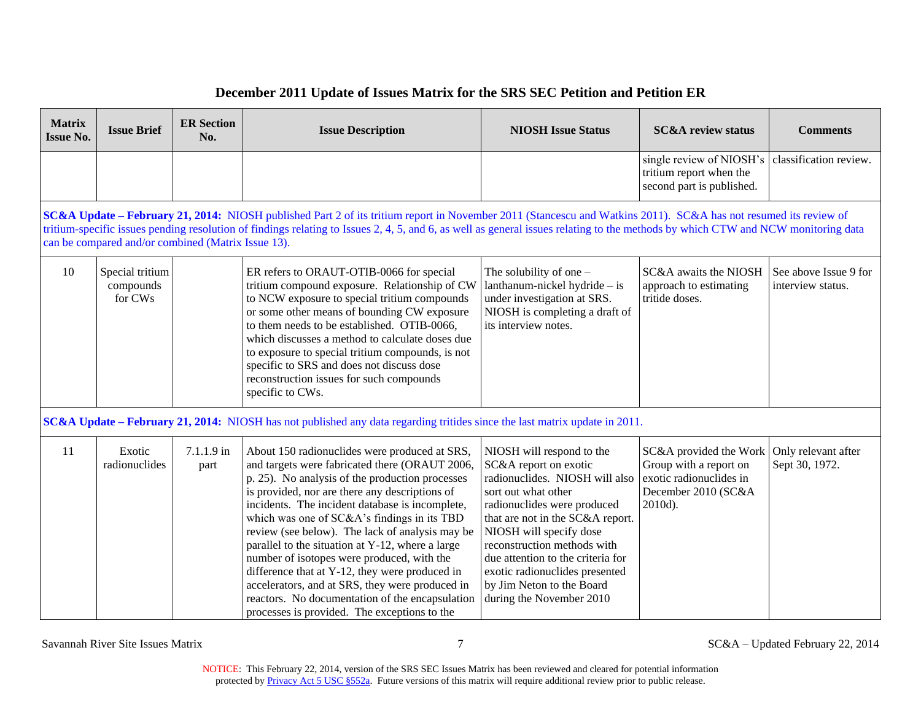## December 2011 Update of Issues Matrix for the SRS SEC Petition and Petition ER

| Matrix Issue No. | Issue Brief | ER Section No. | Issue Description | NIOSH Issue Status | SC&A review status | Comments |
|---|---|---|---|---|---|---|
| | | | | | single review of NIOSH's tritium report when the second part is published. | classification review. |
| **SC&A Update – February 21, 2014:** NIOSH published Part 2 of its tritium report in November 2011 (Stancescu and Watkins 2011). SC&A has not resumed its review of tritium-specific issues pending resolution of findings relating to Issues 2, 4, 5, and 6, as well as general issues relating to the methods by which CTW and NCW monitoring data can be compared and/or combined (Matrix Issue 13). | | | | | | |
| 10 | Special tritium compounds for CWs | | ER refers to ORAUT-OTIB-0066 for special tritium compound exposure. Relationship of CW to NCW exposure to special tritium compounds or some other means of bounding CW exposure to them needs to be established. OTIB-0066, which discusses a method to calculate doses due to exposure to special tritium compounds, is not specific to SRS and does not discuss dose reconstruction issues for such compounds specific to CWs. | The solubility of one – lanthanum-nickel hydride – is under investigation at SRS. NIOSH is completing a draft of its interview notes. | SC&A awaits the NIOSH approach to estimating tritide doses. | See above Issue 9 for interview status. |
| **SC&A Update – February 21, 2014:** NIOSH has not published any data regarding tritides since the last matrix update in 2011. | | | | | | |
| 11 | Exotic radionuclides | 7.1.1.9 in part | About 150 radionuclides were produced at SRS, and targets were fabricated there (ORAUT 2006, p. 25). No analysis of the production processes is provided, nor are there any descriptions of incidents. The incident database is incomplete, which was one of SC&A's findings in its TBD review (see below). The lack of analysis may be parallel to the situation at Y-12, where a large number of isotopes were produced, with the difference that at Y-12, they were produced in accelerators, and at SRS, they were produced in reactors. No documentation of the encapsulation processes is provided. The exceptions to the | NIOSH will respond to the SC&A report on exotic radionuclides. NIOSH will also sort out what other radionuclides were produced that are not in the SC&A report. NIOSH will specify dose reconstruction methods with due attention to the criteria for exotic radionuclides presented by Jim Neton to the Board during the November 2010 | SC&A provided the Work Group with a report on exotic radionuclides in December 2010 (SC&A 2010d). | Only relevant after Sept 30, 1972. |

NOTICE: This February 22, 2014, version of the SRS SEC Issues Matrix has been reviewed and cleared for potential information protected by Privacy Act 5 USC §552a. Future versions of this matrix will require additional review prior to public release.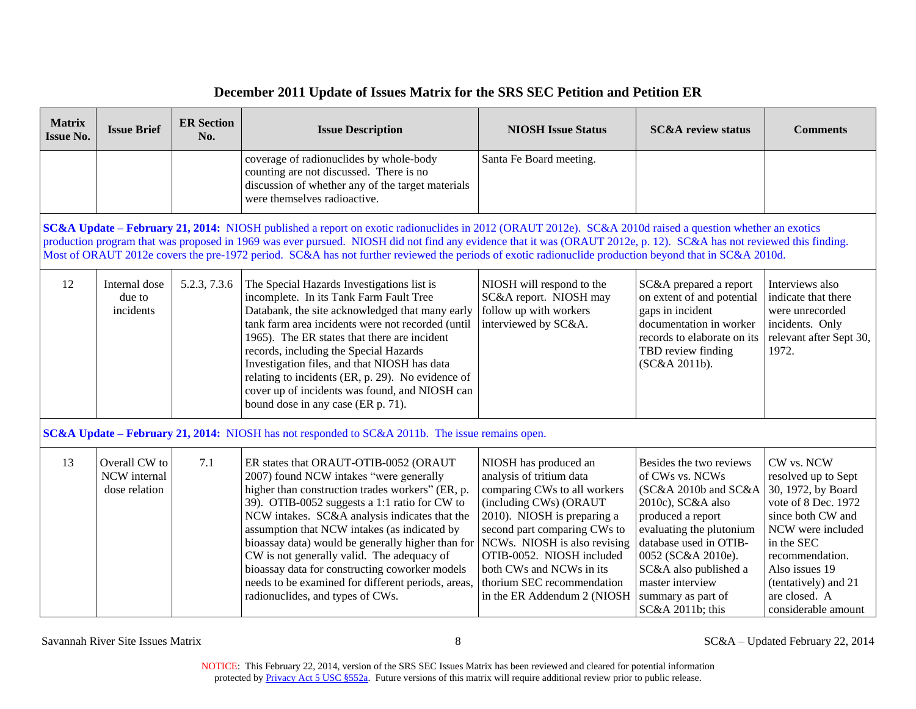# December 2011 Update of Issues Matrix for the SRS SEC Petition and Petition ER

| Matrix Issue No. | Issue Brief | ER Section No. | Issue Description | NIOSH Issue Status | SC&A review status | Comments |
|---|---|---|---|---|---|---|
| | | | coverage of radionuclides by whole-body counting are not discussed. There is no discussion of whether any of the target materials were themselves radioactive. | Santa Fe Board meeting. | | |
| **SC&A Update – February 21, 2014:** NIOSH published a report on exotic radionuclides in 2012 (ORAUT 2012e). SC&A 2010d raised a question whether an exotics production program that was proposed in 1969 was ever pursued. NIOSH did not find any evidence that it was (ORAUT 2012e, p. 12). SC&A has not reviewed this finding. Most of ORAUT 2012e covers the pre-1972 period. SC&A has not further reviewed the periods of exotic radionuclide production beyond that in SC&A 2010d. | | | | | | |
| 12 | Internal dose due to incidents | 5.2.3, 7.3.6 | The Special Hazards Investigations list is incomplete. In its Tank Farm Fault Tree Databank, the site acknowledged that many early tank farm area incidents were not recorded (until 1965). The ER states that there are incident records, including the Special Hazards Investigation files, and that NIOSH has data relating to incidents (ER, p. 29). No evidence of cover up of incidents was found, and NIOSH can bound dose in any case (ER p. 71). | NIOSH will respond to the SC&A report. NIOSH may follow up with workers interviewed by SC&A. | SC&A prepared a report on extent of and potential gaps in incident documentation in worker records to elaborate on its TBD review finding (SC&A 2011b). | Interviews also indicate that there were unrecorded incidents. Only relevant after Sept 30, 1972. |
| **SC&A Update – February 21, 2014:** NIOSH has not responded to SC&A 2011b. The issue remains open. | | | | | | |
| 13 | Overall CW to NCW internal dose relation | 7.1 | ER states that ORAUT-OTIB-0052 (ORAUT 2007) found NCW intakes "were generally higher than construction trades workers" (ER, p. 39). OTIB-0052 suggests a 1:1 ratio for CW to NCW intakes. SC&A analysis indicates that the assumption that NCW intakes (as indicated by bioassay data) would be generally higher than for CW is not generally valid. The adequacy of bioassay data for constructing coworker models needs to be examined for different periods, areas, radionuclides, and types of CWs. | NIOSH has produced an analysis of tritium data comparing CWs to all workers (including CWs) (ORAUT 2010). NIOSH is preparing a second part comparing CWs to NCWs. NIOSH is also revising OTIB-0052. NIOSH included both CWs and NCWs in its thorium SEC recommendation in the ER Addendum 2 (NIOSH | Besides the two reviews of CWs vs. NCWs (SC&A 2010b and SC&A 2010c), SC&A also produced a report evaluating the plutonium database used in OTIB-0052 (SC&A 2010e). SC&A also published a master interview summary as part of SC&A 2011b; this | CW vs. NCW resolved up to Sept 30, 1972, by Board vote of 8 Dec. 1972 since both CW and NCW were included in the SEC recommendation. Also issues 19 (tentatively) and 21 are closed. A considerable amount |

NOTICE: This February 22, 2014, version of the SRS SEC Issues Matrix has been reviewed and cleared for potential information protected by Privacy Act 5 USC §552a. Future versions of this matrix will require additional review prior to public release.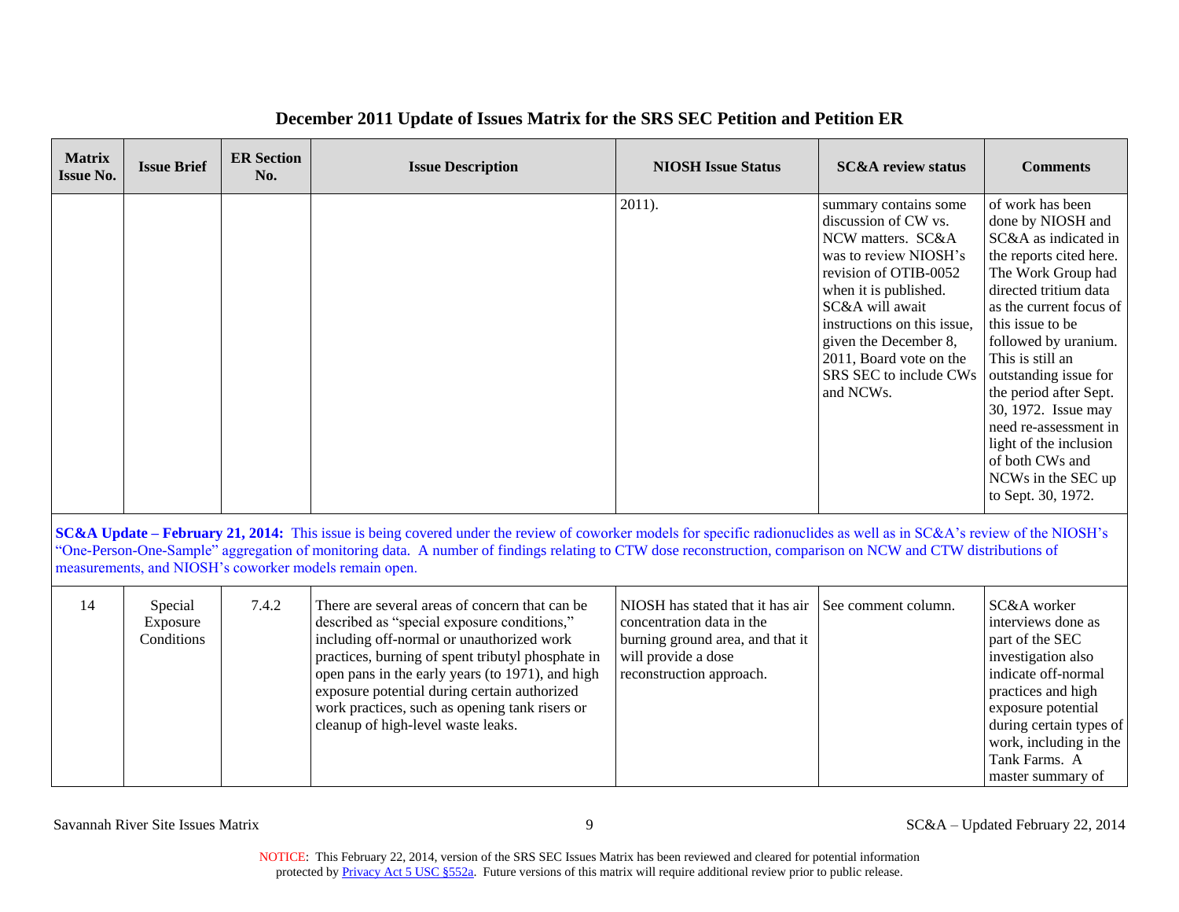## December 2011 Update of Issues Matrix for the SRS SEC Petition and Petition ER

| Matrix Issue No. | Issue Brief | ER Section No. | Issue Description | NIOSH Issue Status | SC&A review status | Comments |
|---|---|---|---|---|---|---|
| | | | | 2011). | summary contains some discussion of CW vs. NCW matters. SC&A was to review NIOSH's revision of OTIB-0052 when it is published. SC&A will await instructions on this issue, given the December 8, 2011, Board vote on the SRS SEC to include CWs and NCWs. | of work has been done by NIOSH and SC&A as indicated in the reports cited here. The Work Group had directed tritium data as the current focus of this issue to be followed by uranium. This is still an outstanding issue for the period after Sept. 30, 1972. Issue may need re-assessment in light of the inclusion of both CWs and NCWs in the SEC up to Sept. 30, 1972. |
| **SC&A Update – February 21, 2014:** This issue is being covered under the review of coworker models for specific radionuclides as well as in SC&A's review of the NIOSH's "One-Person-One-Sample" aggregation of monitoring data. A number of findings relating to CTW dose reconstruction, comparison on NCW and CTW distributions of measurements, and NIOSH's coworker models remain open. | | | | | | |
| 14 | Special Exposure Conditions | 7.4.2 | There are several areas of concern that can be described as "special exposure conditions," including off-normal or unauthorized work practices, burning of spent tributyl phosphate in open pans in the early years (to 1971), and high exposure potential during certain authorized work practices, such as opening tank risers or cleanup of high-level waste leaks. | NIOSH has stated that it has air concentration data in the burning ground area, and that it will provide a dose reconstruction approach. | See comment column. | SC&A worker interviews done as part of the SEC investigation also indicate off-normal practices and high exposure potential during certain types of work, including in the Tank Farms. A master summary of |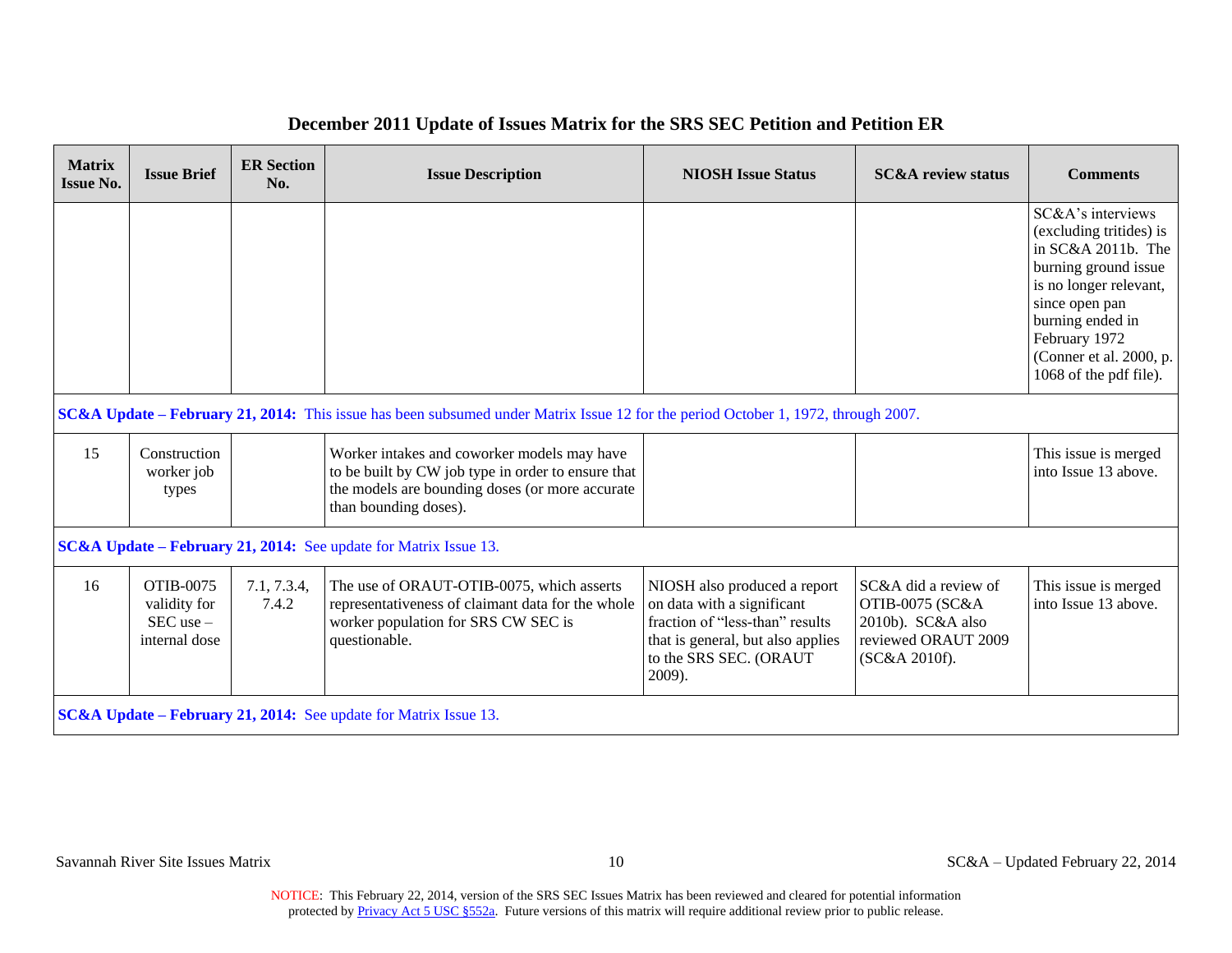## December 2011 Update of Issues Matrix for the SRS SEC Petition and Petition ER

| Matrix Issue No. | Issue Brief | ER Section No. | Issue Description | NIOSH Issue Status | SC&A review status | Comments |
|---|---|---|---|---|---|---|
| | | | | | | SC&A's interviews (excluding tritides) is in SC&A 2011b. The burning ground issue is no longer relevant, since open pan burning ended in February 1972 (Conner et al. 2000, p. 1068 of the pdf file). |
| **SC&A Update – February 21, 2014:** This issue has been subsumed under Matrix Issue 12 for the period October 1, 1972, through 2007. | | | | | | |
| 15 | Construction worker job types | | Worker intakes and coworker models may have to be built by CW job type in order to ensure that the models are bounding doses (or more accurate than bounding doses). | | | This issue is merged into Issue 13 above. |
| **SC&A Update – February 21, 2014:** See update for Matrix Issue 13. | | | | | | |
| 16 | OTIB-0075 validity for SEC use – internal dose | 7.1, 7.3.4, 7.4.2 | The use of ORAUT-OTIB-0075, which asserts representativeness of claimant data for the whole worker population for SRS CW SEC is questionable. | NIOSH also produced a report on data with a significant fraction of "less-than" results that is general, but also applies to the SRS SEC. (ORAUT 2009). | SC&A did a review of OTIB-0075 (SC&A 2010b). SC&A also reviewed ORAUT 2009 (SC&A 2010f). | This issue is merged into Issue 13 above. |
| **SC&A Update – February 21, 2014:** See update for Matrix Issue 13. | | | | | | |

NOTICE: This February 22, 2014, version of the SRS SEC Issues Matrix has been reviewed and cleared for potential information protected by Privacy Act 5 USC §552a. Future versions of this matrix will require additional review prior to public release.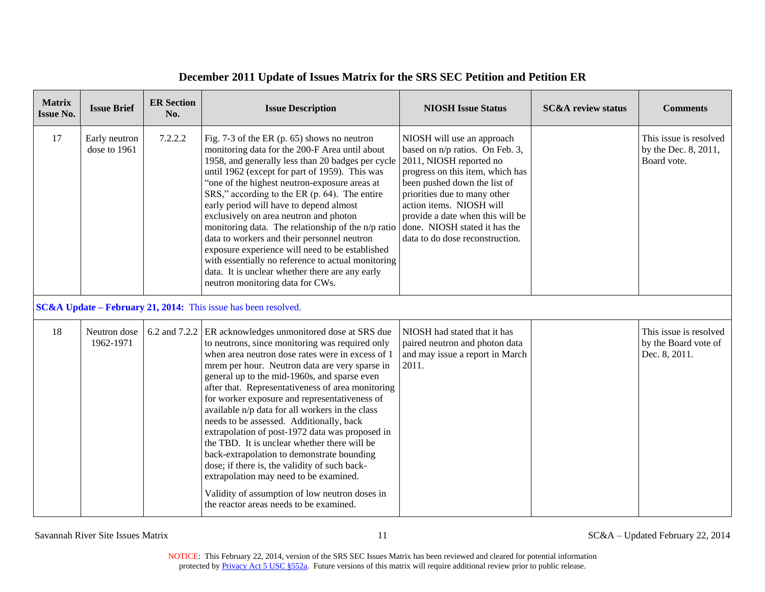## December 2011 Update of Issues Matrix for the SRS SEC Petition and Petition ER

| Matrix Issue No. | Issue Brief | ER Section No. | Issue Description | NIOSH Issue Status | SC&A review status | Comments |
|---|---|---|---|---|---|---|
| 17 | Early neutron dose to 1961 | 7.2.2.2 | Fig. 7-3 of the ER (p. 65) shows no neutron monitoring data for the 200-F Area until about 1958, and generally less than 20 badges per cycle until 1962 (except for part of 1959). This was "one of the highest neutron-exposure areas at SRS," according to the ER (p. 64). The entire early period will have to depend almost exclusively on area neutron and photon monitoring data. The relationship of the n/p ratio data to workers and their personnel neutron exposure experience will need to be established with essentially no reference to actual monitoring data. It is unclear whether there are any early neutron monitoring data for CWs. | NIOSH will use an approach based on n/p ratios. On Feb. 3, 2011, NIOSH reported no progress on this item, which has been pushed down the list of priorities due to many other action items. NIOSH will provide a date when this will be done. NIOSH stated it has the data to do dose reconstruction. | | This issue is resolved by the Dec. 8, 2011, Board vote. |
| **SC&A Update – February 21, 2014:** This issue has been resolved. | | | | | | |
| 18 | Neutron dose 1962-1971 | 6.2 and 7.2.2 | ER acknowledges unmonitored dose at SRS due to neutrons, since monitoring was required only when area neutron dose rates were in excess of 1 mrem per hour. Neutron data are very sparse in general up to the mid-1960s, and sparse even after that. Representativeness of area monitoring for worker exposure and representativeness of available n/p data for all workers in the class needs to be assessed. Additionally, back extrapolation of post-1972 data was proposed in the TBD. It is unclear whether there will be back-extrapolation to demonstrate bounding dose; if there is, the validity of such back-extrapolation may need to be examined.<br><br>Validity of assumption of low neutron doses in the reactor areas needs to be examined. | NIOSH had stated that it has paired neutron and photon data and may issue a report in March 2011. | | This issue is resolved by the Board vote of Dec. 8, 2011. |

NOTICE: This February 22, 2014, version of the SRS SEC Issues Matrix has been reviewed and cleared for potential information protected by Privacy Act 5 USC §552a. Future versions of this matrix will require additional review prior to public release.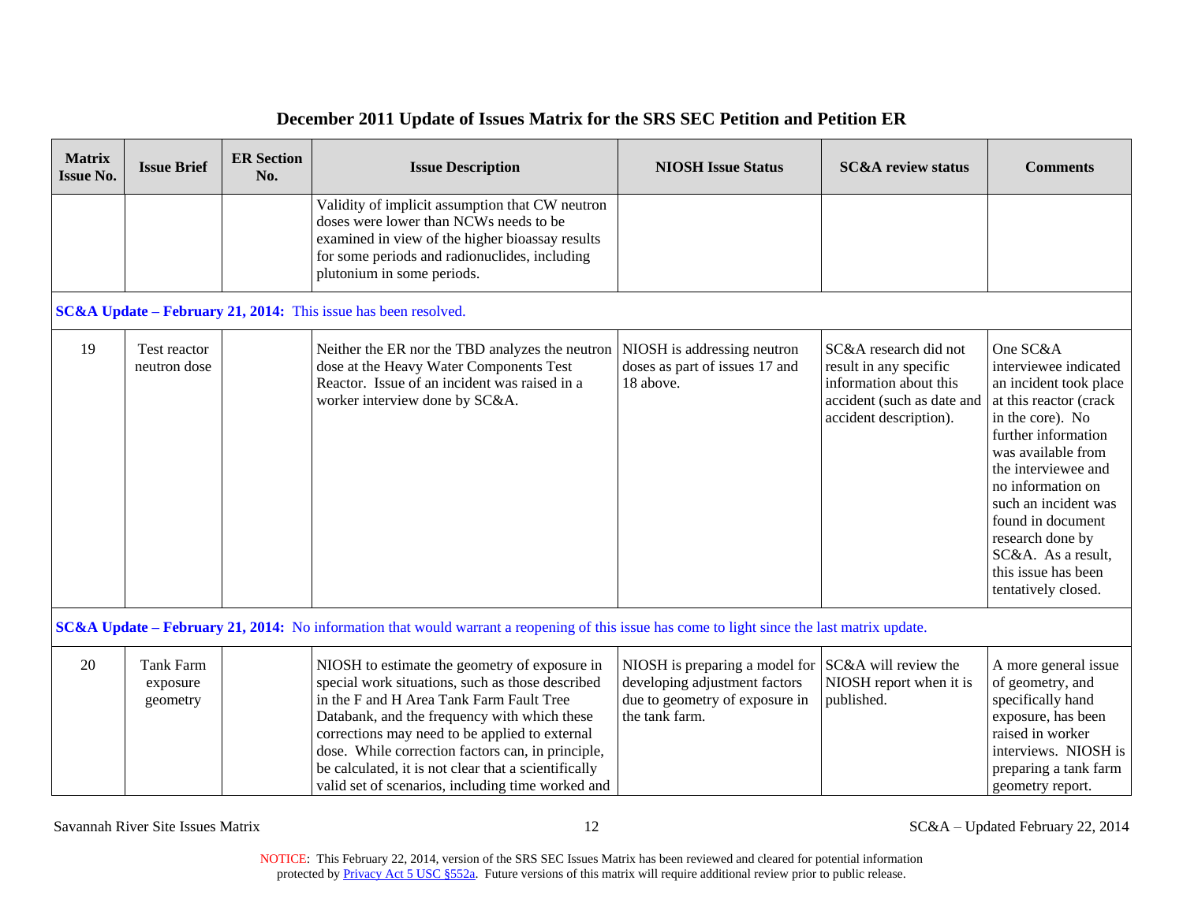## December 2011 Update of Issues Matrix for the SRS SEC Petition and Petition ER

| Matrix Issue No. | Issue Brief | ER Section No. | Issue Description | NIOSH Issue Status | SC&A review status | Comments |
|---|---|---|---|---|---|---|
| | | | Validity of implicit assumption that CW neutron doses were lower than NCWs needs to be examined in view of the higher bioassay results for some periods and radionuclides, including plutonium in some periods. | | | |
| **SC&A Update – February 21, 2014:** This issue has been resolved. | | | | | | |
| 19 | Test reactor neutron dose | | Neither the ER nor the TBD analyzes the neutron dose at the Heavy Water Components Test Reactor. Issue of an incident was raised in a worker interview done by SC&A. | NIOSH is addressing neutron doses as part of issues 17 and 18 above. | SC&A research did not result in any specific information about this accident (such as date and accident description). | One SC&A interviewee indicated an incident took place at this reactor (crack in the core). No further information was available from the interviewee and no information on such an incident was found in document research done by SC&A. As a result, this issue has been tentatively closed. |
| **SC&A Update – February 21, 2014:** No information that would warrant a reopening of this issue has come to light since the last matrix update. | | | | | | |
| 20 | Tank Farm exposure geometry | | NIOSH to estimate the geometry of exposure in special work situations, such as those described in the F and H Area Tank Farm Fault Tree Databank, and the frequency with which these corrections may need to be applied to external dose. While correction factors can, in principle, be calculated, it is not clear that a scientifically valid set of scenarios, including time worked and | NIOSH is preparing a model for developing adjustment factors due to geometry of exposure in the tank farm. | SC&A will review the NIOSH report when it is published. | A more general issue of geometry, and specifically hand exposure, has been raised in worker interviews. NIOSH is preparing a tank farm geometry report. |

NOTICE: This February 22, 2014, version of the SRS SEC Issues Matrix has been reviewed and cleared for potential information protected by Privacy Act 5 USC §552a. Future versions of this matrix will require additional review prior to public release.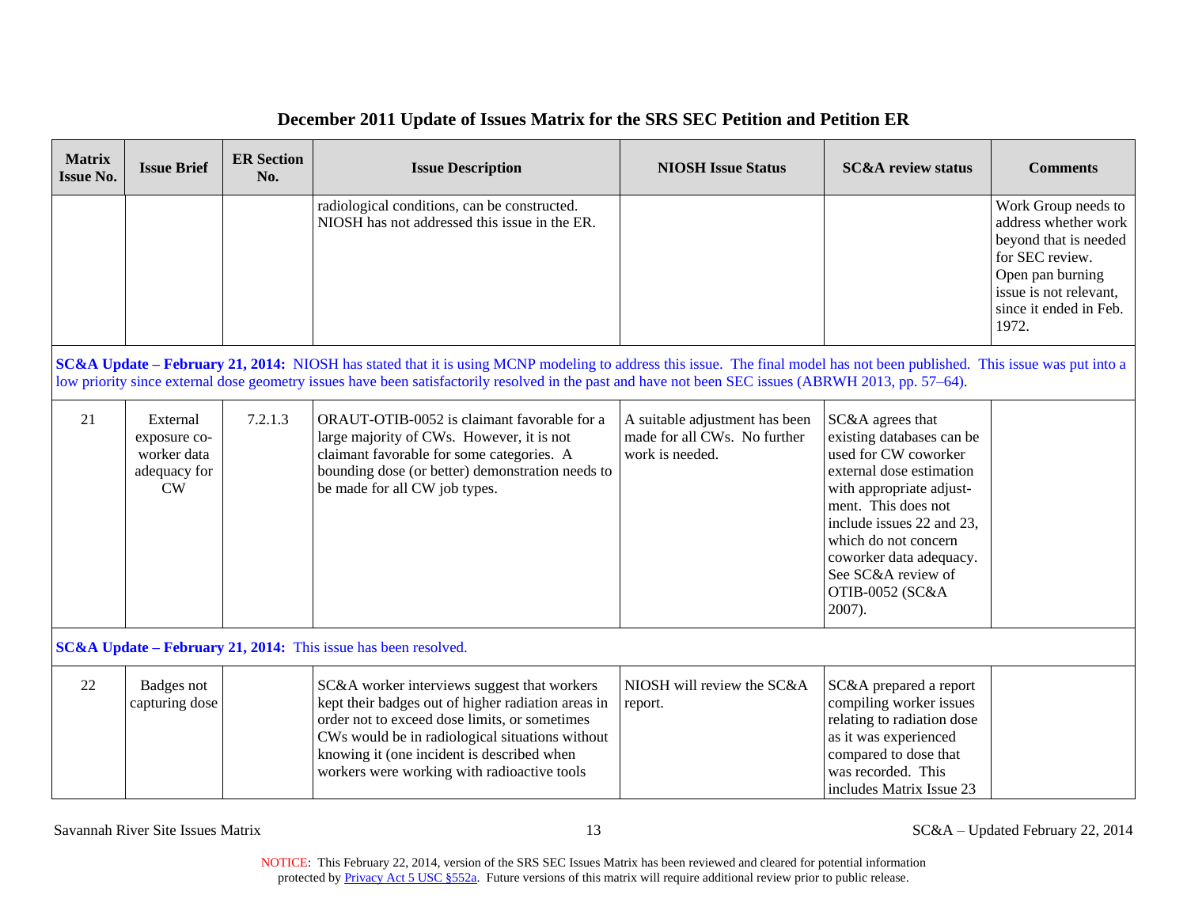## December 2011 Update of Issues Matrix for the SRS SEC Petition and Petition ER

| Matrix Issue No. | Issue Brief | ER Section No. | Issue Description | NIOSH Issue Status | SC&A review status | Comments |
|---|---|---|---|---|---|---|
| | | | radiological conditions, can be constructed. NIOSH has not addressed this issue in the ER. | | | Work Group needs to address whether work beyond that is needed for SEC review. Open pan burning issue is not relevant, since it ended in Feb. 1972. |
| **SC&A Update – February 21, 2014:** NIOSH has stated that it is using MCNP modeling to address this issue. The final model has not been published. This issue was put into a low priority since external dose geometry issues have been satisfactorily resolved in the past and have not been SEC issues (ABRWH 2013, pp. 57–64). | | | | | | |
| 21 | External exposure co-worker data adequacy for CW | 7.2.1.3 | ORAUT-OTIB-0052 is claimant favorable for a large majority of CWs. However, it is not claimant favorable for some categories. A bounding dose (or better) demonstration needs to be made for all CW job types. | A suitable adjustment has been made for all CWs. No further work is needed. | SC&A agrees that existing databases can be used for CW coworker external dose estimation with appropriate adjust-ment. This does not include issues 22 and 23, which do not concern coworker data adequacy. See SC&A review of OTIB-0052 (SC&A 2007). | |
| **SC&A Update – February 21, 2014:** This issue has been resolved. | | | | | | |
| 22 | Badges not capturing dose | | SC&A worker interviews suggest that workers kept their badges out of higher radiation areas in order not to exceed dose limits, or sometimes CWs would be in radiological situations without knowing it (one incident is described when workers were working with radioactive tools | NIOSH will review the SC&A report. | SC&A prepared a report compiling worker issues relating to radiation dose as it was experienced compared to dose that was recorded. This includes Matrix Issue 23 | |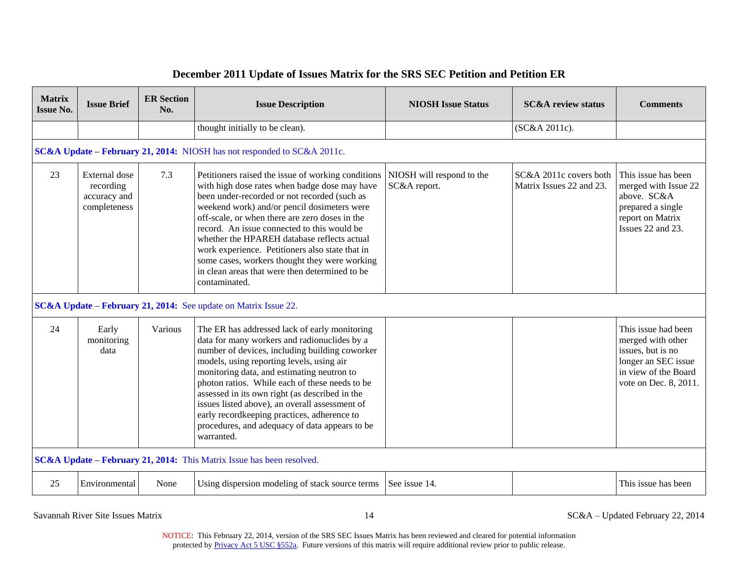## December 2011 Update of Issues Matrix for the SRS SEC Petition and Petition ER

| Matrix Issue No. | Issue Brief | ER Section No. | Issue Description | NIOSH Issue Status | SC&A review status | Comments |
|---|---|---|---|---|---|---|
| | | | thought initially to be clean). | | (SC&A 2011c). | |
| **SC&A Update – February 21, 2014:** NIOSH has not responded to SC&A 2011c. | | | | | | |
| 23 | External dose recording accuracy and completeness | 7.3 | Petitioners raised the issue of working conditions with high dose rates when badge dose may have been under-recorded or not recorded (such as weekend work) and/or pencil dosimeters were off-scale, or when there are zero doses in the record. An issue connected to this would be whether the HPAREH database reflects actual work experience. Petitioners also state that in some cases, workers thought they were working in clean areas that were then determined to be contaminated. | NIOSH will respond to the SC&A report. | SC&A 2011c covers both Matrix Issues 22 and 23. | This issue has been merged with Issue 22 above. SC&A prepared a single report on Matrix Issues 22 and 23. |
| **SC&A Update – February 21, 2014:** See update on Matrix Issue 22. | | | | | | |
| 24 | Early monitoring data | Various | The ER has addressed lack of early monitoring data for many workers and radionuclides by a number of devices, including building coworker models, using reporting levels, using air monitoring data, and estimating neutron to photon ratios. While each of these needs to be assessed in its own right (as described in the issues listed above), an overall assessment of early recordkeeping practices, adherence to procedures, and adequacy of data appears to be warranted. | | | This issue had been merged with other issues, but is no longer an SEC issue in view of the Board vote on Dec. 8, 2011. |
| **SC&A Update – February 21, 2014:** This Matrix Issue has been resolved. | | | | | | |
| 25 | Environmental | None | Using dispersion modeling of stack source terms | See issue 14. | | This issue has been |

NOTICE: This February 22, 2014, version of the SRS SEC Issues Matrix has been reviewed and cleared for potential information protected by Privacy Act 5 USC §552a. Future versions of this matrix will require additional review prior to public release.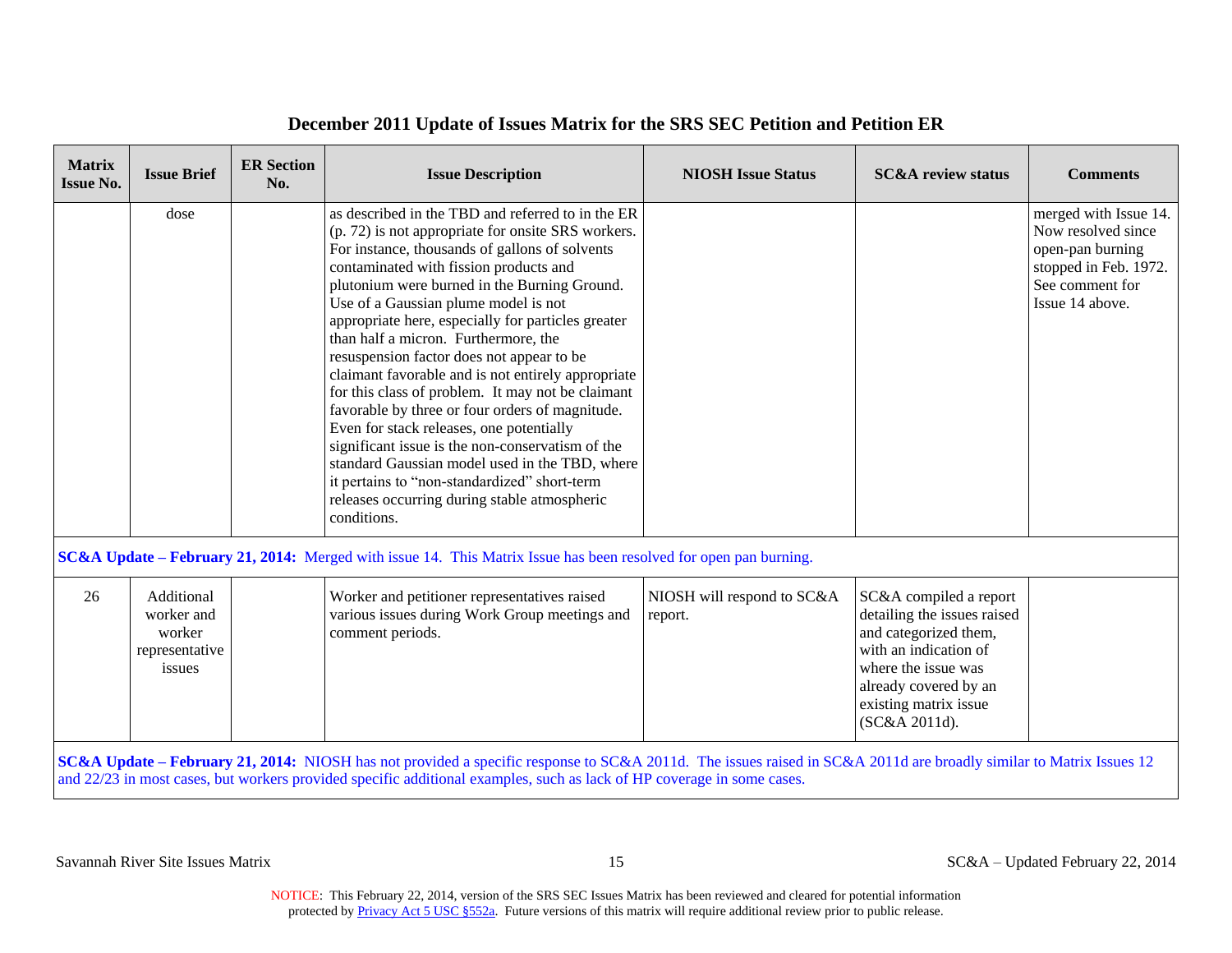# December 2011 Update of Issues Matrix for the SRS SEC Petition and Petition ER

| Matrix Issue No. | Issue Brief | ER Section No. | Issue Description | NIOSH Issue Status | SC&A review status | Comments |
|---|---|---|---|---|---|---|
| | dose | | as described in the TBD and referred to in the ER (p. 72) is not appropriate for onsite SRS workers. For instance, thousands of gallons of solvents contaminated with fission products and plutonium were burned in the Burning Ground. Use of a Gaussian plume model is not appropriate here, especially for particles greater than half a micron. Furthermore, the resuspension factor does not appear to be claimant favorable and is not entirely appropriate for this class of problem. It may not be claimant favorable by three or four orders of magnitude. Even for stack releases, one potentially significant issue is the non-conservatism of the standard Gaussian model used in the TBD, where it pertains to "non-standardized" short-term releases occurring during stable atmospheric conditions. | | | merged with Issue 14. Now resolved since open-pan burning stopped in Feb. 1972. See comment for Issue 14 above. |
| **SC&A Update – February 21, 2014:** Merged with issue 14. This Matrix Issue has been resolved for open pan burning. | | | | | | |
| 26 | Additional worker and worker representative issues | | Worker and petitioner representatives raised various issues during Work Group meetings and comment periods. | NIOSH will respond to SC&A report. | SC&A compiled a report detailing the issues raised and categorized them, with an indication of where the issue was already covered by an existing matrix issue (SC&A 2011d). | |
| **SC&A Update – February 21, 2014:** NIOSH has not provided a specific response to SC&A 2011d. The issues raised in SC&A 2011d are broadly similar to Matrix Issues 12 and 22/23 in most cases, but workers provided specific additional examples, such as lack of HP coverage in some cases. | | | | | | |

NOTICE: This February 22, 2014, version of the SRS SEC Issues Matrix has been reviewed and cleared for potential information protected by Privacy Act 5 USC §552a. Future versions of this matrix will require additional review prior to public release.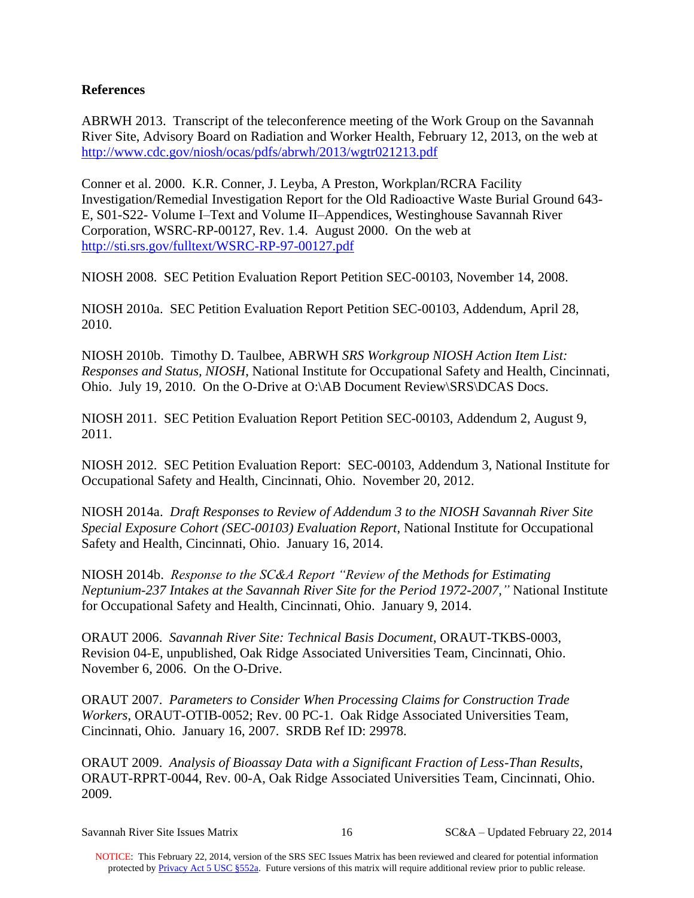**References**

ABRWH 2013. Transcript of the teleconference meeting of the Work Group on the Savannah River Site, Advisory Board on Radiation and Worker Health, February 12, 2013, on the web at http://www.cdc.gov/niosh/ocas/pdfs/abrwh/2013/wgtr021213.pdf

Conner et al. 2000. K.R. Conner, J. Leyba, A Preston, Workplan/RCRA Facility Investigation/Remedial Investigation Report for the Old Radioactive Waste Burial Ground 643-E, S01-S22- Volume I–Text and Volume II–Appendices, Westinghouse Savannah River Corporation, WSRC-RP-00127, Rev. 1.4. August 2000. On the web at http://sti.srs.gov/fulltext/WSRC-RP-97-00127.pdf

NIOSH 2008. SEC Petition Evaluation Report Petition SEC-00103, November 14, 2008.

NIOSH 2010a. SEC Petition Evaluation Report Petition SEC-00103, Addendum, April 28, 2010.

NIOSH 2010b. Timothy D. Taulbee, ABRWH *SRS Workgroup NIOSH Action Item List: Responses and Status, NIOSH*, National Institute for Occupational Safety and Health, Cincinnati, Ohio. July 19, 2010. On the O-Drive at O:\AB Document Review\SRS\DCAS Docs.

NIOSH 2011. SEC Petition Evaluation Report Petition SEC-00103, Addendum 2, August 9, 2011.

NIOSH 2012. SEC Petition Evaluation Report: SEC-00103, Addendum 3, National Institute for Occupational Safety and Health, Cincinnati, Ohio. November 20, 2012.

NIOSH 2014a. *Draft Responses to Review of Addendum 3 to the NIOSH Savannah River Site Special Exposure Cohort (SEC-00103) Evaluation Report*, National Institute for Occupational Safety and Health, Cincinnati, Ohio. January 16, 2014.

NIOSH 2014b. *Response to the SC&A Report "Review of the Methods for Estimating Neptunium-237 Intakes at the Savannah River Site for the Period 1972-2007,"* National Institute for Occupational Safety and Health, Cincinnati, Ohio. January 9, 2014.

ORAUT 2006. *Savannah River Site: Technical Basis Document*, ORAUT-TKBS-0003, Revision 04-E, unpublished, Oak Ridge Associated Universities Team, Cincinnati, Ohio. November 6, 2006. On the O-Drive.

ORAUT 2007. *Parameters to Consider When Processing Claims for Construction Trade Workers*, ORAUT-OTIB-0052; Rev. 00 PC-1. Oak Ridge Associated Universities Team, Cincinnati, Ohio. January 16, 2007. SRDB Ref ID: 29978.

ORAUT 2009. *Analysis of Bioassay Data with a Significant Fraction of Less-Than Results*, ORAUT-RPRT-0044, Rev. 00-A, Oak Ridge Associated Universities Team, Cincinnati, Ohio. 2009.

NOTICE: This February 22, 2014, version of the SRS SEC Issues Matrix has been reviewed and cleared for potential information protected by Privacy Act 5 USC §552a. Future versions of this matrix will require additional review prior to public release.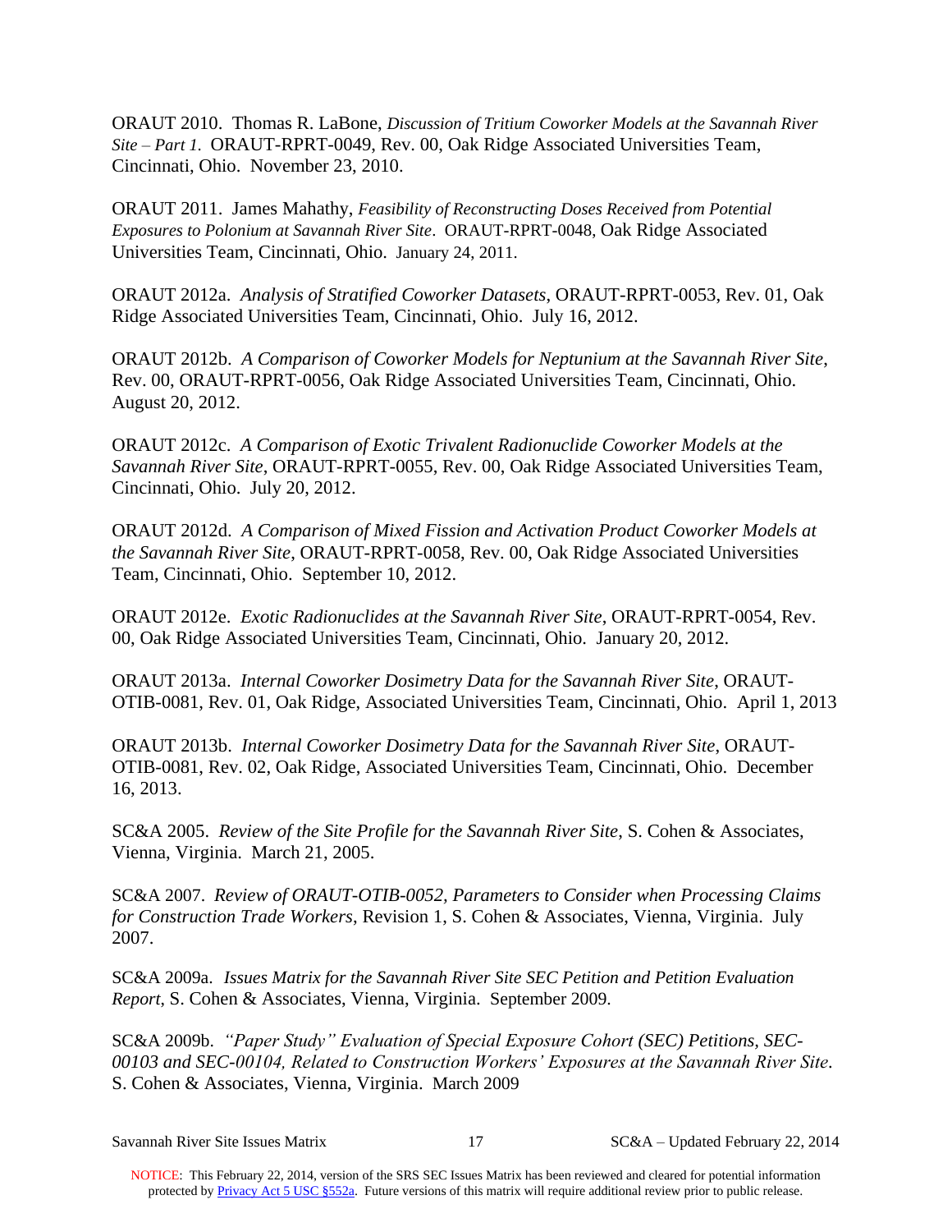ORAUT 2010. Thomas R. LaBone, *Discussion of Tritium Coworker Models at the Savannah River Site – Part 1.* ORAUT-RPRT-0049, Rev. 00, Oak Ridge Associated Universities Team, Cincinnati, Ohio. November 23, 2010.

ORAUT 2011. James Mahathy, *Feasibility of Reconstructing Doses Received from Potential Exposures to Polonium at Savannah River Site*. ORAUT-RPRT-0048, Oak Ridge Associated Universities Team, Cincinnati, Ohio. January 24, 2011.

ORAUT 2012a. *Analysis of Stratified Coworker Datasets*, ORAUT-RPRT-0053, Rev. 01, Oak Ridge Associated Universities Team, Cincinnati, Ohio. July 16, 2012.

ORAUT 2012b. *A Comparison of Coworker Models for Neptunium at the Savannah River Site*, Rev. 00, ORAUT-RPRT-0056, Oak Ridge Associated Universities Team, Cincinnati, Ohio. August 20, 2012.

ORAUT 2012c. *A Comparison of Exotic Trivalent Radionuclide Coworker Models at the Savannah River Site*, ORAUT-RPRT-0055, Rev. 00, Oak Ridge Associated Universities Team, Cincinnati, Ohio. July 20, 2012.

ORAUT 2012d. *A Comparison of Mixed Fission and Activation Product Coworker Models at the Savannah River Site*, ORAUT-RPRT-0058, Rev. 00, Oak Ridge Associated Universities Team, Cincinnati, Ohio. September 10, 2012.

ORAUT 2012e. *Exotic Radionuclides at the Savannah River Site*, ORAUT-RPRT-0054, Rev. 00, Oak Ridge Associated Universities Team, Cincinnati, Ohio. January 20, 2012.

ORAUT 2013a. *Internal Coworker Dosimetry Data for the Savannah River Site*, ORAUT-OTIB-0081, Rev. 01, Oak Ridge, Associated Universities Team, Cincinnati, Ohio. April 1, 2013

ORAUT 2013b. *Internal Coworker Dosimetry Data for the Savannah River Site*, ORAUT-OTIB-0081, Rev. 02, Oak Ridge, Associated Universities Team, Cincinnati, Ohio. December 16, 2013.

SC&A 2005. *Review of the Site Profile for the Savannah River Site*, S. Cohen & Associates, Vienna, Virginia. March 21, 2005.

SC&A 2007. *Review of ORAUT-OTIB-0052, Parameters to Consider when Processing Claims for Construction Trade Workers*, Revision 1, S. Cohen & Associates, Vienna, Virginia. July 2007.

SC&A 2009a. *Issues Matrix for the Savannah River Site SEC Petition and Petition Evaluation Report*, S. Cohen & Associates, Vienna, Virginia. September 2009.

SC&A 2009b. *"Paper Study" Evaluation of Special Exposure Cohort (SEC) Petitions, SEC-00103 and SEC-00104, Related to Construction Workers' Exposures at the Savannah River Site*. S. Cohen & Associates, Vienna, Virginia. March 2009

NOTICE: This February 22, 2014, version of the SRS SEC Issues Matrix has been reviewed and cleared for potential information protected by Privacy Act 5 USC §552a. Future versions of this matrix will require additional review prior to public release.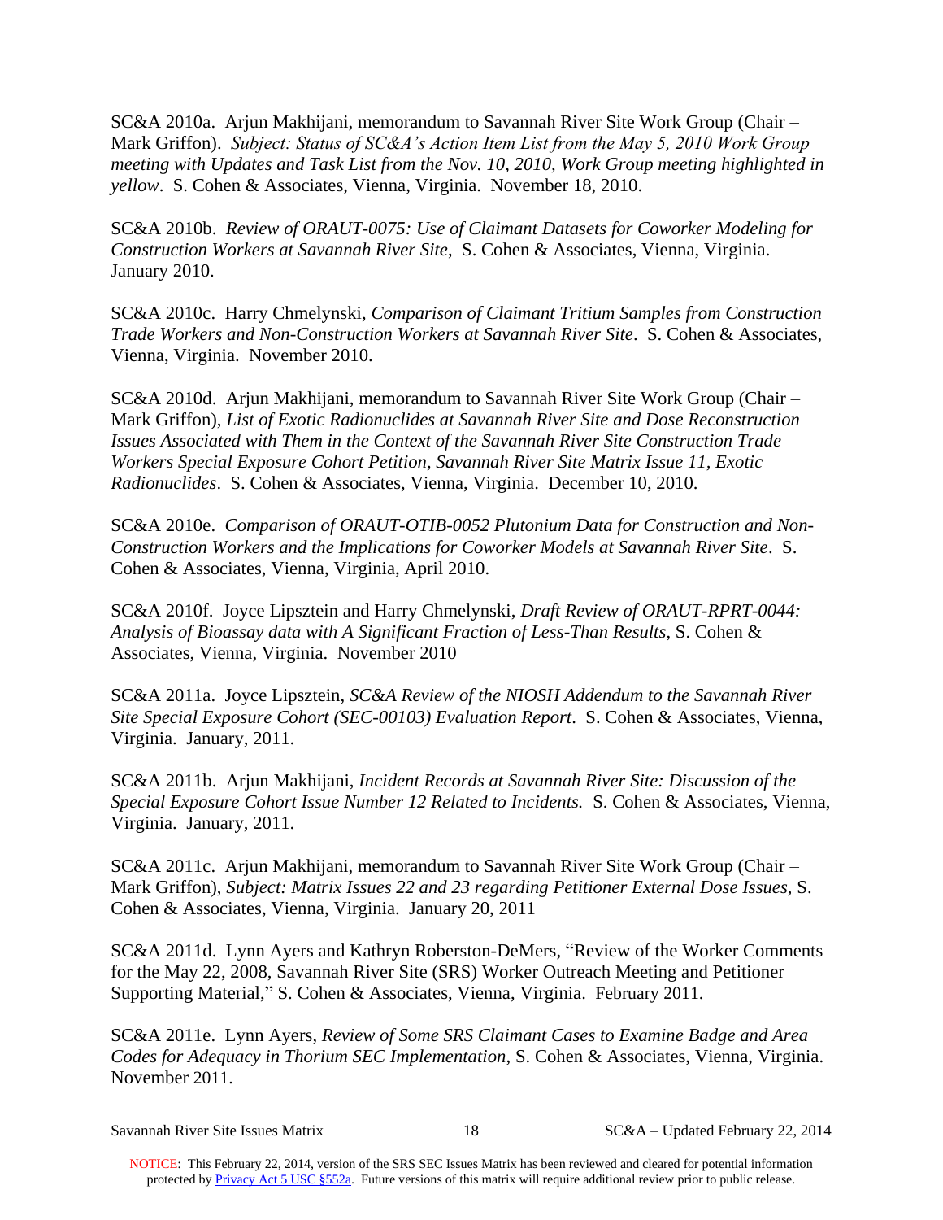SC&A 2010a. Arjun Makhijani, memorandum to Savannah River Site Work Group (Chair – Mark Griffon). *Subject: Status of SC&A's Action Item List from the May 5, 2010 Work Group meeting with Updates and Task List from the Nov. 10, 2010, Work Group meeting highlighted in yellow*. S. Cohen & Associates, Vienna, Virginia. November 18, 2010.

SC&A 2010b. *Review of ORAUT-0075: Use of Claimant Datasets for Coworker Modeling for Construction Workers at Savannah River Site*, S. Cohen & Associates, Vienna, Virginia. January 2010.

SC&A 2010c. Harry Chmelynski, *Comparison of Claimant Tritium Samples from Construction Trade Workers and Non-Construction Workers at Savannah River Site*. S. Cohen & Associates, Vienna, Virginia. November 2010.

SC&A 2010d. Arjun Makhijani, memorandum to Savannah River Site Work Group (Chair – Mark Griffon), *List of Exotic Radionuclides at Savannah River Site and Dose Reconstruction Issues Associated with Them in the Context of the Savannah River Site Construction Trade Workers Special Exposure Cohort Petition, Savannah River Site Matrix Issue 11, Exotic Radionuclides*. S. Cohen & Associates, Vienna, Virginia. December 10, 2010.

SC&A 2010e. *Comparison of ORAUT-OTIB-0052 Plutonium Data for Construction and Non-Construction Workers and the Implications for Coworker Models at Savannah River Site*. S. Cohen & Associates, Vienna, Virginia, April 2010.

SC&A 2010f. Joyce Lipsztein and Harry Chmelynski, *Draft Review of ORAUT-RPRT-0044: Analysis of Bioassay data with A Significant Fraction of Less-Than Results*, S. Cohen & Associates, Vienna, Virginia. November 2010

SC&A 2011a. Joyce Lipsztein, *SC&A Review of the NIOSH Addendum to the Savannah River Site Special Exposure Cohort (SEC-00103) Evaluation Report*. S. Cohen & Associates, Vienna, Virginia. January, 2011.

SC&A 2011b. Arjun Makhijani, *Incident Records at Savannah River Site: Discussion of the Special Exposure Cohort Issue Number 12 Related to Incidents.* S. Cohen & Associates, Vienna, Virginia. January, 2011.

SC&A 2011c. Arjun Makhijani, memorandum to Savannah River Site Work Group (Chair – Mark Griffon), *Subject: Matrix Issues 22 and 23 regarding Petitioner External Dose Issues*, S. Cohen & Associates, Vienna, Virginia. January 20, 2011

SC&A 2011d. Lynn Ayers and Kathryn Roberston-DeMers, "Review of the Worker Comments for the May 22, 2008, Savannah River Site (SRS) Worker Outreach Meeting and Petitioner Supporting Material," S. Cohen & Associates, Vienna, Virginia. February 2011.

SC&A 2011e. Lynn Ayers, *Review of Some SRS Claimant Cases to Examine Badge and Area Codes for Adequacy in Thorium SEC Implementation*, S. Cohen & Associates, Vienna, Virginia. November 2011.

NOTICE: This February 22, 2014, version of the SRS SEC Issues Matrix has been reviewed and cleared for potential information protected by Privacy Act 5 USC §552a. Future versions of this matrix will require additional review prior to public release.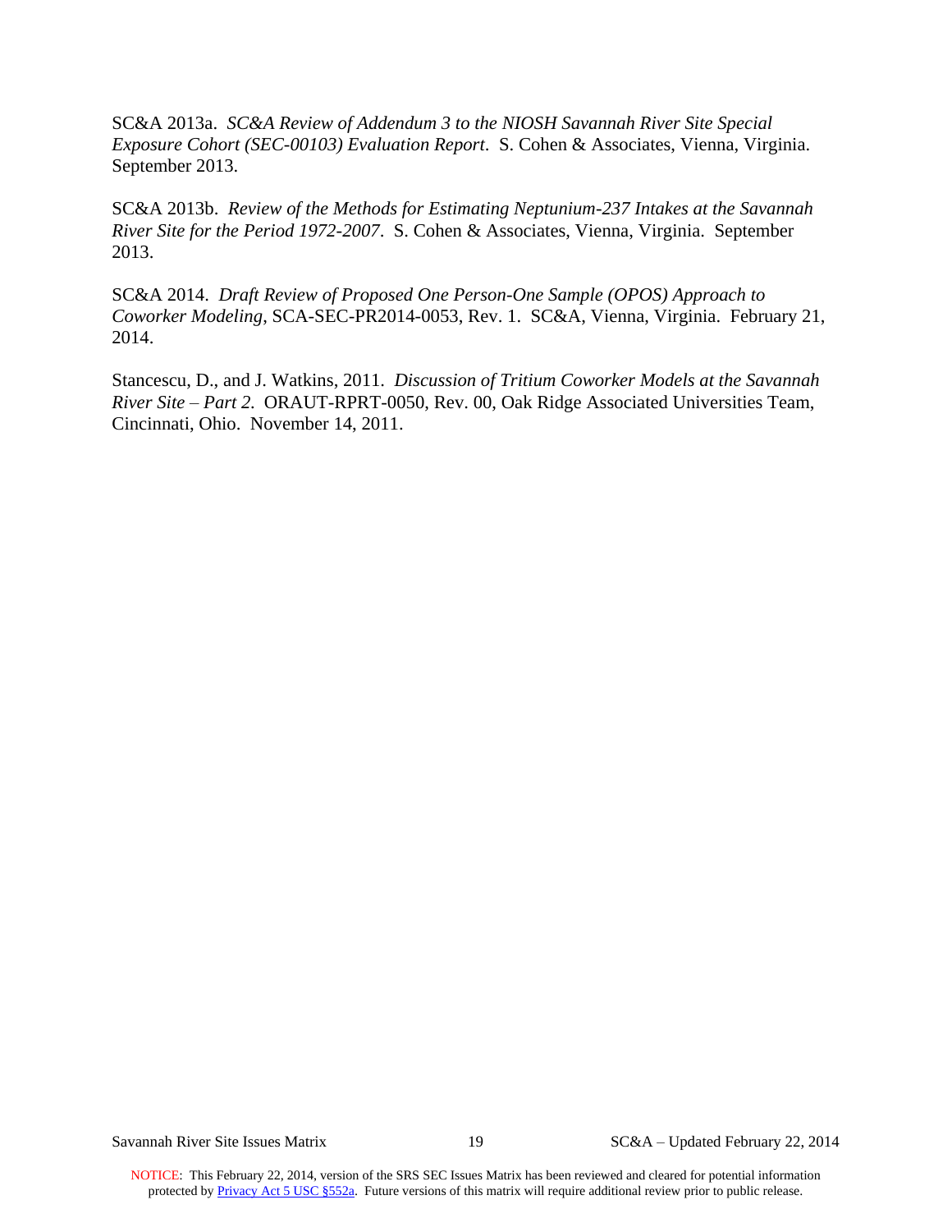SC&A 2013a. *SC&A Review of Addendum 3 to the NIOSH Savannah River Site Special Exposure Cohort (SEC-00103) Evaluation Report*. S. Cohen & Associates, Vienna, Virginia. September 2013.

SC&A 2013b. *Review of the Methods for Estimating Neptunium-237 Intakes at the Savannah River Site for the Period 1972-2007*. S. Cohen & Associates, Vienna, Virginia. September 2013.

SC&A 2014. *Draft Review of Proposed One Person-One Sample (OPOS) Approach to Coworker Modeling*, SCA-SEC-PR2014-0053, Rev. 1. SC&A, Vienna, Virginia. February 21, 2014.

Stancescu, D., and J. Watkins, 2011. *Discussion of Tritium Coworker Models at the Savannah River Site – Part 2*. ORAUT-RPRT-0050, Rev. 00, Oak Ridge Associated Universities Team, Cincinnati, Ohio. November 14, 2011.

NOTICE: This February 22, 2014, version of the SRS SEC Issues Matrix has been reviewed and cleared for potential information protected by Privacy Act 5 USC §552a. Future versions of this matrix will require additional review prior to public release.